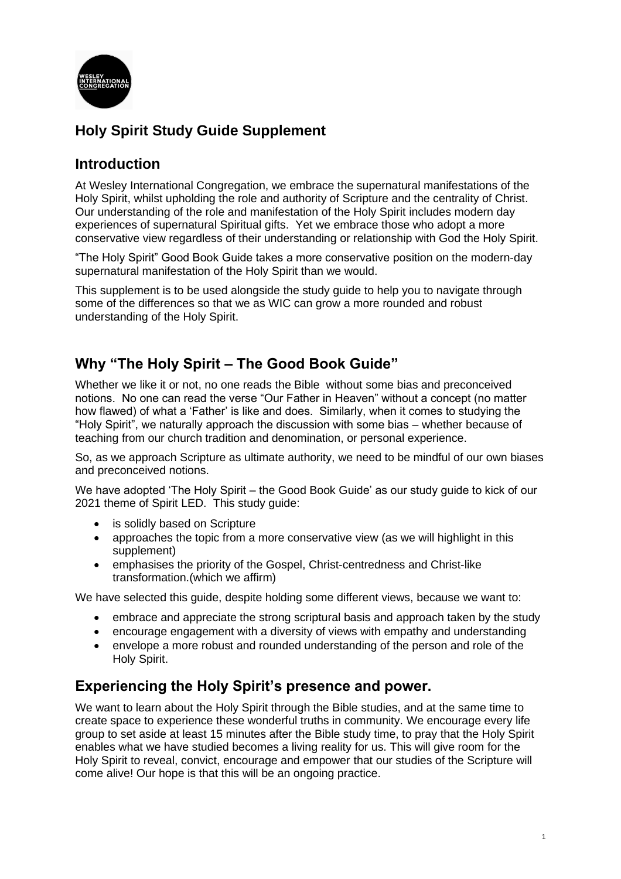## Holy Spirit Study Guide Supplement

## Introduction

At Wesley International Congregation, we embrace the supernatural manifestations of the Holy Spirit, whilst upholding the role and authority of Scripture and the centrality of Christ. Our understanding of the role and manifestation of the Holy Spirit includes modern day experiences of supernatural Spiritual gifts. Yet we embrace those who adopt a more conservative view regardless of their understanding or relationship with God the Holy Spirit.

"The Holy Spirit" Good Book Guide takes a more conservative position on the modern-day supernatural manifestation of the Holy Spirit than we would.

This supplement is to be used alongside the study guide to help you to navigate through some of the differences so that we as WIC can grow a more rounded and robust understanding of the Holy Spirit.

## Why "The Holy Spirit – The Good Book Guide"

Whether we like it or not, no one reads the Bible without some bias and preconceived notions. No one can read the verse "Our Father in Heaven" without a concept (no matter how flawed) of what a 'Father' is like and does. Similarly, when it comes to studying the "Holy Spirit", we naturally approach the discussion with some bias – whether because of teaching from our church tradition and denomination, or personal experience.

So, as we approach Scripture as ultimate authority, we need to be mindful of our own biases and preconceived notions.

We have adopted 'The Holy Spirit – the Good Book Guide' as our study guide to kick of our 2021 theme of Spirit LED. This study guide:

- is solidly based on Scripture
- approaches the topic from a more conservative view (as we will highlight in this supplement)
- emphasises the priority of the Gospel, Christ-centredness and Christ-like transformation.(which we affirm)

We have selected this guide, despite holding some different views, because we want to:

- embrace and appreciate the strong scriptural basis and approach taken by the study
- encourage engagement with a diversity of views with empathy and understanding
- envelope a more robust and rounded understanding of the person and role of the Holy Spirit.

## Experiencing the Holy Spirit's presence and power.

We want to learn about the Holy Spirit through the Bible studies, and at the same time to create space to experience these wonderful truths in community. We encourage every life group to set aside at least 15 minutes after the Bible study time, to pray that the Holy Spirit enables what we have studied becomes a living reality for us. This will give room for the Holy Spirit to reveal, convict, encourage and empower that our studies of the Scripture will come alive! Our hope is that this will be an ongoing practice.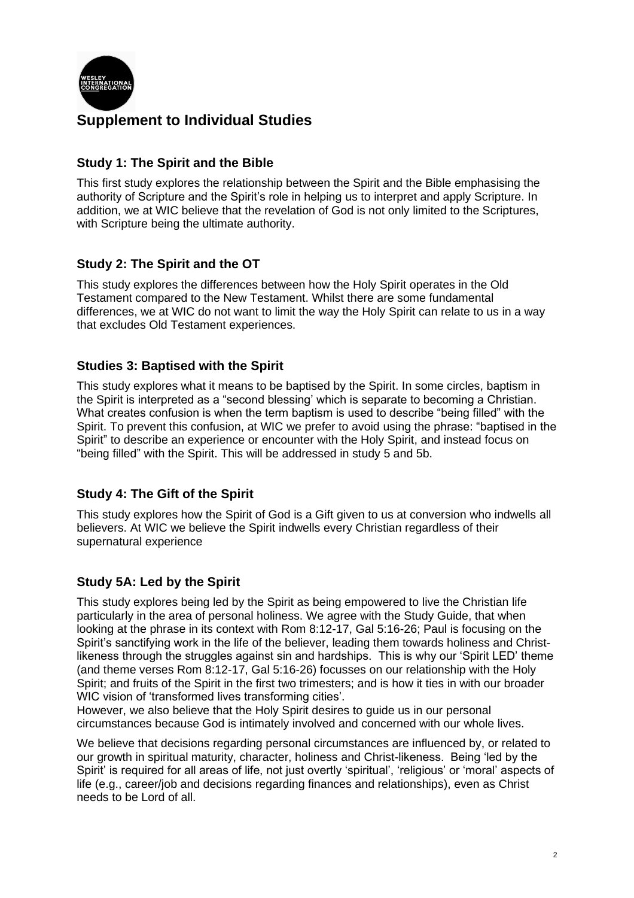# Supplement to Individual Studies

## Study 1: The Spirit and the Bible

This first study explores the relationship between the Spirit and the Bible emphasising the authority of Scripture and the Spirit's role in helping us to interpret and apply Scripture. In addition, we at WIC believe that the revelation of God is not only limited to the Scriptures, with Scripture being the ultimate authority.

## Study 2: The Spirit and the OT

This study explores the differences between how the Holy Spirit operates in the Old Testament compared to the New Testament. Whilst there are some fundamental differences, we at WIC do not want to limit the way the Holy Spirit can relate to us in a way that excludes Old Testament experiences.

## Studies 3: Baptised with the Spirit

This study explores what it means to be baptised by the Spirit. In some circles, baptism in the Spirit is interpreted as a "second blessing' which is separate to becoming a Christian. What creates confusion is when the term baptism is used to describe "being filled" with the Spirit. To prevent this confusion, at WIC we prefer to avoid using the phrase: "baptised in the Spirit" to describe an experience or encounter with the Holy Spirit, and instead focus on "being filled" with the Spirit. This will be addressed in study 5 and 5b.

## Study 4: The Gift of the Spirit

This study explores how the Spirit of God is a Gift given to us at conversion who indwells all believers. At WIC we believe the Spirit indwells every Christian regardless of their supernatural experience

## Study 5A: Led by the Spirit

This study explores being led by the Spirit as being empowered to live the Christian life particularly in the area of personal holiness. We agree with the Study Guide, that when looking at the phrase in its context with Rom 8:12-17, Gal 5:16-26; Paul is focusing on the Spirit's sanctifying work in the life of the believer, leading them towards holiness and Christ-likeness through the struggles against sin and hardships. This is why our 'Spirit LED' theme (and theme verses Rom 8:12-17, Gal 5:16-26) focusses on our relationship with the Holy Spirit; and fruits of the Spirit in the first two trimesters; and is how it ties in with our broader WIC vision of 'transformed lives transforming cities'.

However, we also believe that the Holy Spirit desires to guide us in our personal circumstances because God is intimately involved and concerned with our whole lives.

We believe that decisions regarding personal circumstances are influenced by, or related to our growth in spiritual maturity, character, holiness and Christ-likeness. Being 'led by the Spirit' is required for all areas of life, not just overtly 'spiritual', 'religious' or 'moral' aspects of life (e.g., career/job and decisions regarding finances and relationships), even as Christ needs to be Lord of all.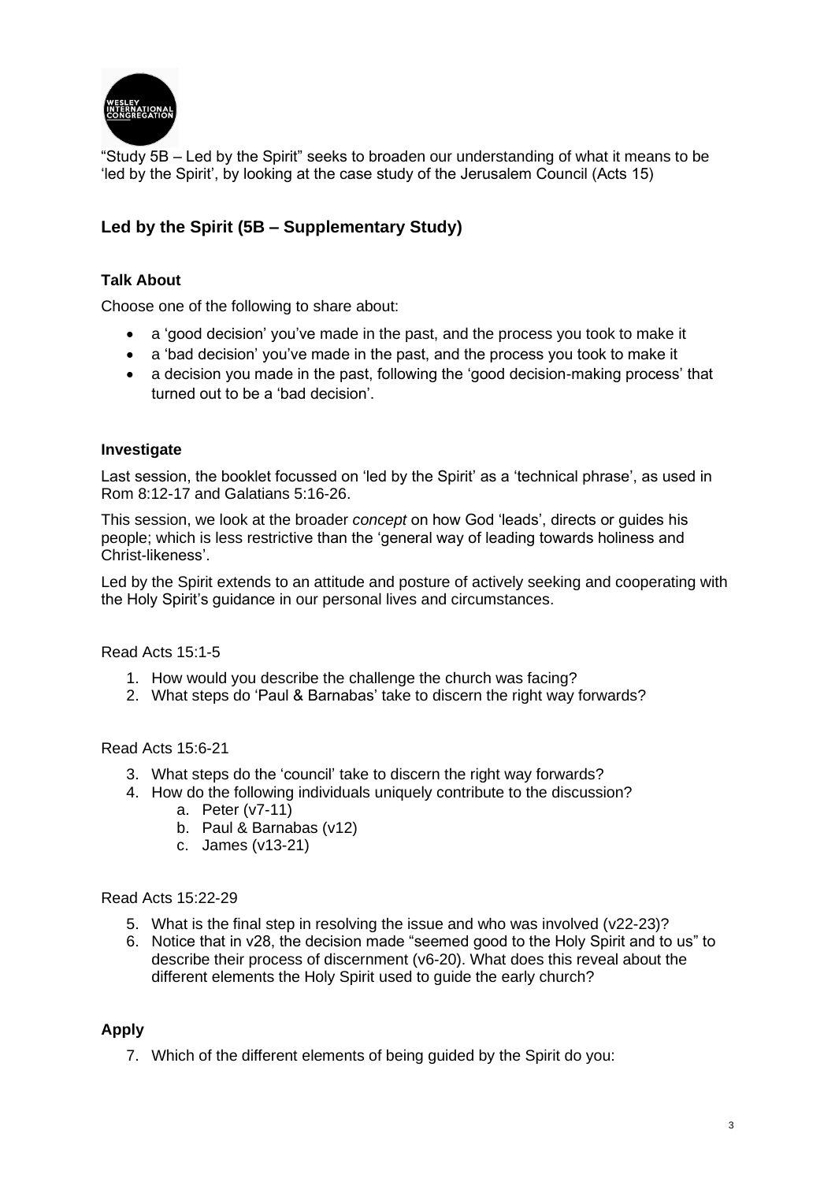"Study 5B – Led by the Spirit" seeks to broaden our understanding of what it means to be 'led by the Spirit', by looking at the case study of the Jerusalem Council (Acts 15)

## Led by the Spirit (5B – Supplementary Study)

### Talk About

Choose one of the following to share about:

- a 'good decision' you've made in the past, and the process you took to make it
- a 'bad decision' you've made in the past, and the process you took to make it
- a decision you made in the past, following the 'good decision-making process' that turned out to be a 'bad decision'.

### Investigate

Last session, the booklet focussed on 'led by the Spirit' as a 'technical phrase', as used in Rom 8:12-17 and Galatians 5:16-26.

This session, we look at the broader *concept* on how God 'leads', directs or guides his people; which is less restrictive than the 'general way of leading towards holiness and Christ-likeness'.

Led by the Spirit extends to an attitude and posture of actively seeking and cooperating with the Holy Spirit's guidance in our personal lives and circumstances.

Read Acts 15:1-5

1. How would you describe the challenge the church was facing?
2. What steps do 'Paul & Barnabas' take to discern the right way forwards?

Read Acts 15:6-21

3. What steps do the 'council' take to discern the right way forwards?
4. How do the following individuals uniquely contribute to the discussion?
   a. Peter (v7-11)
   b. Paul & Barnabas (v12)
   c. James (v13-21)

Read Acts 15:22-29

5. What is the final step in resolving the issue and who was involved (v22-23)?
6. Notice that in v28, the decision made "seemed good to the Holy Spirit and to us" to describe their process of discernment (v6-20). What does this reveal about the different elements the Holy Spirit used to guide the early church?

### Apply

7. Which of the different elements of being guided by the Spirit do you: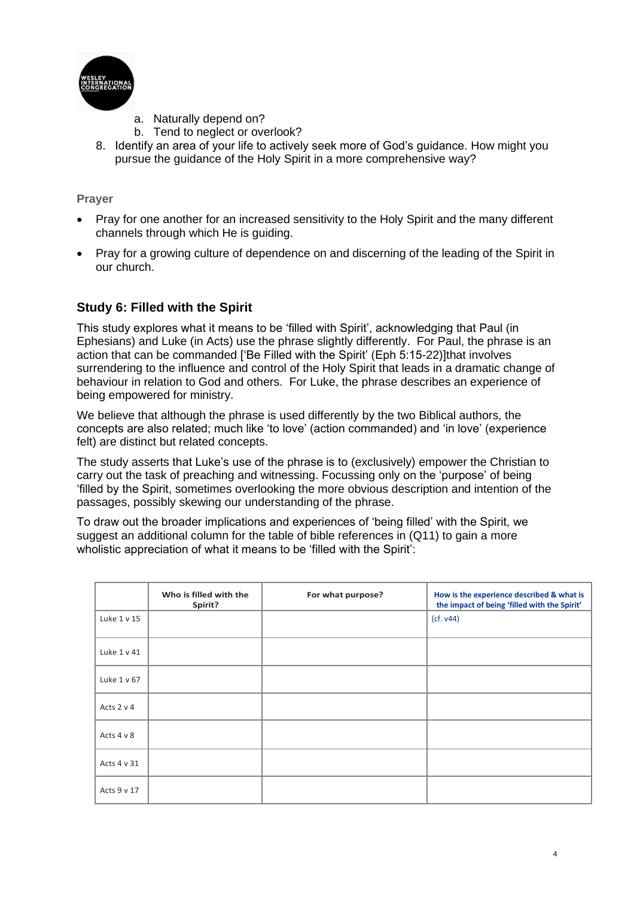a. Naturally depend on?
   b. Tend to neglect or overlook?
8. Identify an area of your life to actively seek more of God's guidance. How might you pursue the guidance of the Holy Spirit in a more comprehensive way?

**Prayer**

- Pray for one another for an increased sensitivity to the Holy Spirit and the many different channels through which He is guiding.
- Pray for a growing culture of dependence on and discerning of the leading of the Spirit in our church.

### Study 6: Filled with the Spirit

This study explores what it means to be 'filled with Spirit', acknowledging that Paul (in Ephesians) and Luke (in Acts) use the phrase slightly differently. For Paul, the phrase is an action that can be commanded ['Be Filled with the Spirit' (Eph 5:15-22)]that involves surrendering to the influence and control of the Holy Spirit that leads in a dramatic change of behaviour in relation to God and others. For Luke, the phrase describes an experience of being empowered for ministry.

We believe that although the phrase is used differently by the two Biblical authors, the concepts are also related; much like 'to love' (action commanded) and 'in love' (experience felt) are distinct but related concepts.

The study asserts that Luke's use of the phrase is to (exclusively) empower the Christian to carry out the task of preaching and witnessing. Focussing only on the 'purpose' of being 'filled by the Spirit, sometimes overlooking the more obvious description and intention of the passages, possibly skewing our understanding of the phrase.

To draw out the broader implications and experiences of 'being filled' with the Spirit, we suggest an additional column for the table of bible references in (Q11) to gain a more wholistic appreciation of what it means to be 'filled with the Spirit':

| | Who is filled with the Spirit? | For what purpose? | How is the experience described & what is the impact of being 'filled with the Spirit' |
|---|---|---|---|
| Luke 1 v 15 | | | (cf. v44) |
| Luke 1 v 41 | | | |
| Luke 1 v 67 | | | |
| Acts 2 v 4 | | | |
| Acts 4 v 8 | | | |
| Acts 4 v 31 | | | |
| Acts 9 v 17 | | | |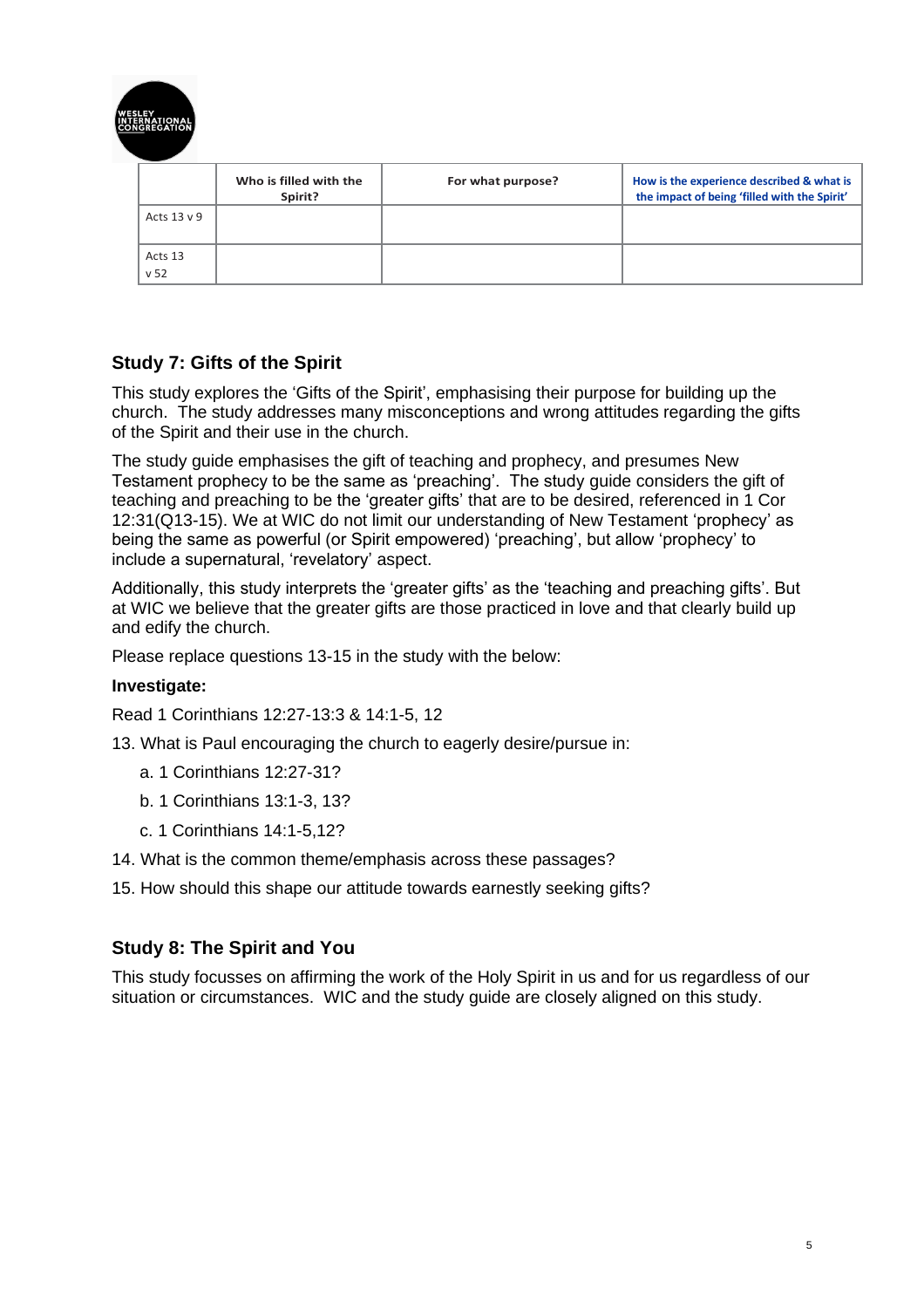| | Who is filled with the Spirit? | For what purpose? | How is the experience described & what is the impact of being 'filled with the Spirit' |
|---|---|---|---|
| Acts 13 v 9 | | | |
| Acts 13 v 52 | | | |

## Study 7: Gifts of the Spirit

This study explores the 'Gifts of the Spirit', emphasising their purpose for building up the church. The study addresses many misconceptions and wrong attitudes regarding the gifts of the Spirit and their use in the church.

The study guide emphasises the gift of teaching and prophecy, and presumes New Testament prophecy to be the same as 'preaching'. The study guide considers the gift of teaching and preaching to be the 'greater gifts' that are to be desired, referenced in 1 Cor 12:31(Q13-15). We at WIC do not limit our understanding of New Testament 'prophecy' as being the same as powerful (or Spirit empowered) 'preaching', but allow 'prophecy' to include a supernatural, 'revelatory' aspect.

Additionally, this study interprets the 'greater gifts' as the 'teaching and preaching gifts'. But at WIC we believe that the greater gifts are those practiced in love and that clearly build up and edify the church.

Please replace questions 13-15 in the study with the below:

**Investigate:**

Read 1 Corinthians 12:27-13:3 & 14:1-5, 12

13. What is Paul encouraging the church to eagerly desire/pursue in:
    a. 1 Corinthians 12:27-31?
    b. 1 Corinthians 13:1-3, 13?
    c. 1 Corinthians 14:1-5,12?
14. What is the common theme/emphasis across these passages?
15. How should this shape our attitude towards earnestly seeking gifts?

## Study 8: The Spirit and You

This study focusses on affirming the work of the Holy Spirit in us and for us regardless of our situation or circumstances. WIC and the study guide are closely aligned on this study.